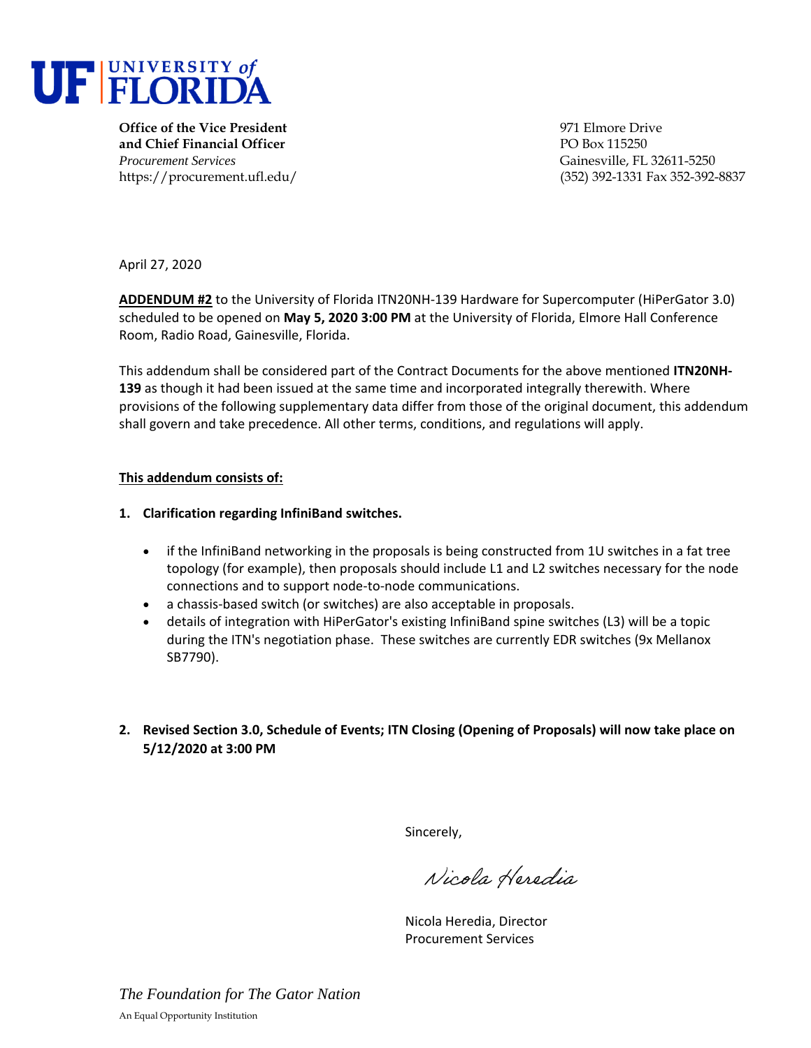# UF | UNIVERSITY of FLORIDA

**Office of the Vice President**
**and Chief Financial Officer**
*Procurement Services*
https://procurement.ufl.edu/

971 Elmore Drive
PO Box 115250
Gainesville, FL 32611-5250
(352) 392-1331 Fax 352-392-8837

April 27, 2020

**ADDENDUM #2** to the University of Florida ITN20NH-139 Hardware for Supercomputer (HiPerGator 3.0) scheduled to be opened on **May 5, 2020 3:00 PM** at the University of Florida, Elmore Hall Conference Room, Radio Road, Gainesville, Florida.

This addendum shall be considered part of the Contract Documents for the above mentioned **ITN20NH-139** as though it had been issued at the same time and incorporated integrally therewith. Where provisions of the following supplementary data differ from those of the original document, this addendum shall govern and take precedence. All other terms, conditions, and regulations will apply.

**This addendum consists of:**

1. **Clarification regarding InfiniBand switches.**

   - if the InfiniBand networking in the proposals is being constructed from 1U switches in a fat tree topology (for example), then proposals should include L1 and L2 switches necessary for the node connections and to support node-to-node communications.
   - a chassis-based switch (or switches) are also acceptable in proposals.
   - details of integration with HiPerGator's existing InfiniBand spine switches (L3) will be a topic during the ITN's negotiation phase. These switches are currently EDR switches (9x Mellanox SB7790).

2. **Revised Section 3.0, Schedule of Events; ITN Closing (Opening of Proposals) will now take place on 5/12/2020 at 3:00 PM**

Sincerely,

*Nicola Heredia*

Nicola Heredia, Director
Procurement Services

*The Foundation for The Gator Nation*

An Equal Opportunity Institution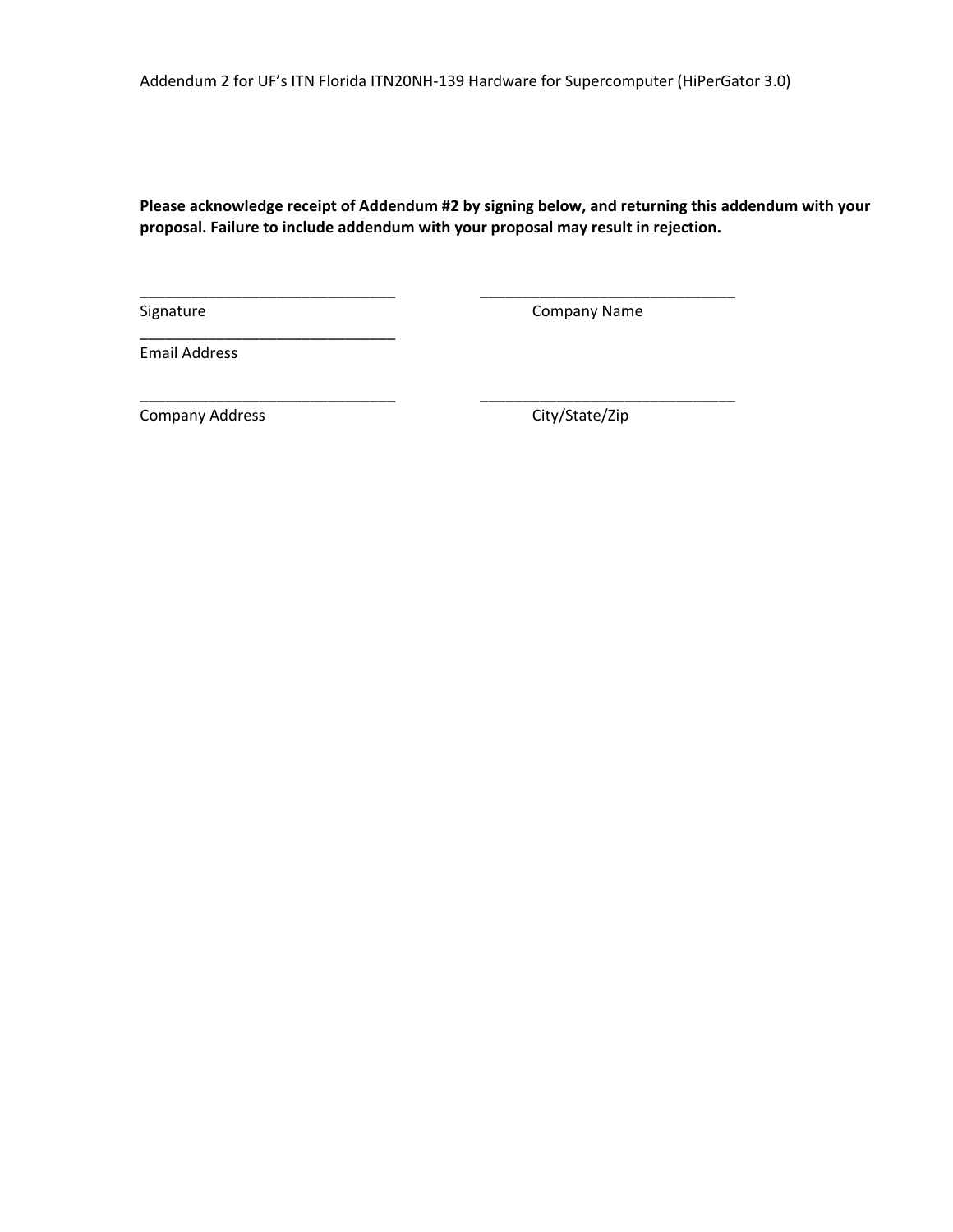**Please acknowledge receipt of Addendum #2 by signing below, and returning this addendum with your proposal. Failure to include addendum with your proposal may result in rejection.**

| | |
|---|---|
| ______________________________ | ______________________________ |
| Signature | Company Name |
| ______________________________ | |
| Email Address | |
| ______________________________ | ______________________________ |
| Company Address | City/State/Zip |